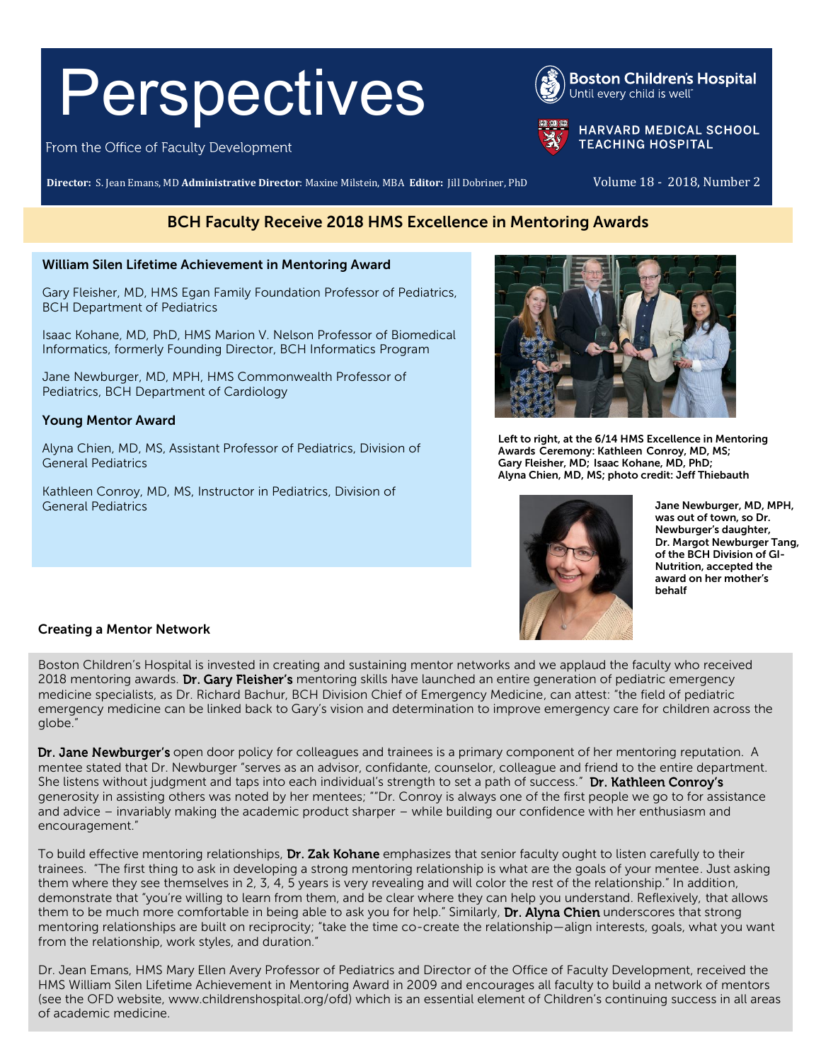# Perspectives

From the Office of Faculty Development

Boston Children's Hospital
Until every child is well

HARVARD MEDICAL SCHOOL TEACHING HOSPITAL

**Director:** S. Jean Emans, MD **Administrative Director:** Maxine Milstein, MBA **Editor:** Jill Dobriner, PhD

Volume 18 - 2018, Number 2

## BCH Faculty Receive 2018 HMS Excellence in Mentoring Awards

### William Silen Lifetime Achievement in Mentoring Award

Gary Fleisher, MD, HMS Egan Family Foundation Professor of Pediatrics, BCH Department of Pediatrics

Isaac Kohane, MD, PhD, HMS Marion V. Nelson Professor of Biomedical Informatics, formerly Founding Director, BCH Informatics Program

Jane Newburger, MD, MPH, HMS Commonwealth Professor of Pediatrics, BCH Department of Cardiology

### Young Mentor Award

Alyna Chien, MD, MS, Assistant Professor of Pediatrics, Division of General Pediatrics

Kathleen Conroy, MD, MS, Instructor in Pediatrics, Division of General Pediatrics

**Left to right, at the 6/14 HMS Excellence in Mentoring Awards Ceremony: Kathleen Conroy, MD, MS; Gary Fleisher, MD; Isaac Kohane, MD, PhD; Alyna Chien, MD, MS; photo credit: Jeff Thiebauth**

**Jane Newburger, MD, MPH, was out of town, so Dr. Newburger's daughter, Dr. Margot Newburger Tang, of the BCH Division of GI-Nutrition, accepted the award on her mother's behalf**

### Creating a Mentor Network

Boston Children's Hospital is invested in creating and sustaining mentor networks and we applaud the faculty who received 2018 mentoring awards. **Dr. Gary Fleisher's** mentoring skills have launched an entire generation of pediatric emergency medicine specialists, as Dr. Richard Bachur, BCH Division Chief of Emergency Medicine, can attest: "the field of pediatric emergency medicine can be linked back to Gary's vision and determination to improve emergency care for children across the globe."

**Dr. Jane Newburger's** open door policy for colleagues and trainees is a primary component of her mentoring reputation. A mentee stated that Dr. Newburger "serves as an advisor, confidante, counselor, colleague and friend to the entire department. She listens without judgment and taps into each individual's strength to set a path of success." **Dr. Kathleen Conroy's** generosity in assisting others was noted by her mentees; ""Dr. Conroy is always one of the first people we go to for assistance and advice – invariably making the academic product sharper – while building our confidence with her enthusiasm and encouragement."

To build effective mentoring relationships, **Dr. Zak Kohane** emphasizes that senior faculty ought to listen carefully to their trainees. "The first thing to ask in developing a strong mentoring relationship is what are the goals of your mentee. Just asking them where they see themselves in 2, 3, 4, 5 years is very revealing and will color the rest of the relationship." In addition, demonstrate that "you're willing to learn from them, and be clear where they can help you understand. Reflexively, that allows them to be much more comfortable in being able to ask you for help." Similarly, **Dr. Alyna Chien** underscores that strong mentoring relationships are built on reciprocity; "take the time co-create the relationship—align interests, goals, what you want from the relationship, work styles, and duration."

Dr. Jean Emans, HMS Mary Ellen Avery Professor of Pediatrics and Director of the Office of Faculty Development, received the HMS William Silen Lifetime Achievement in Mentoring Award in 2009 and encourages all faculty to build a network of mentors (see the OFD website, www.childrenshospital.org/ofd) which is an essential element of Children's continuing success in all areas of academic medicine.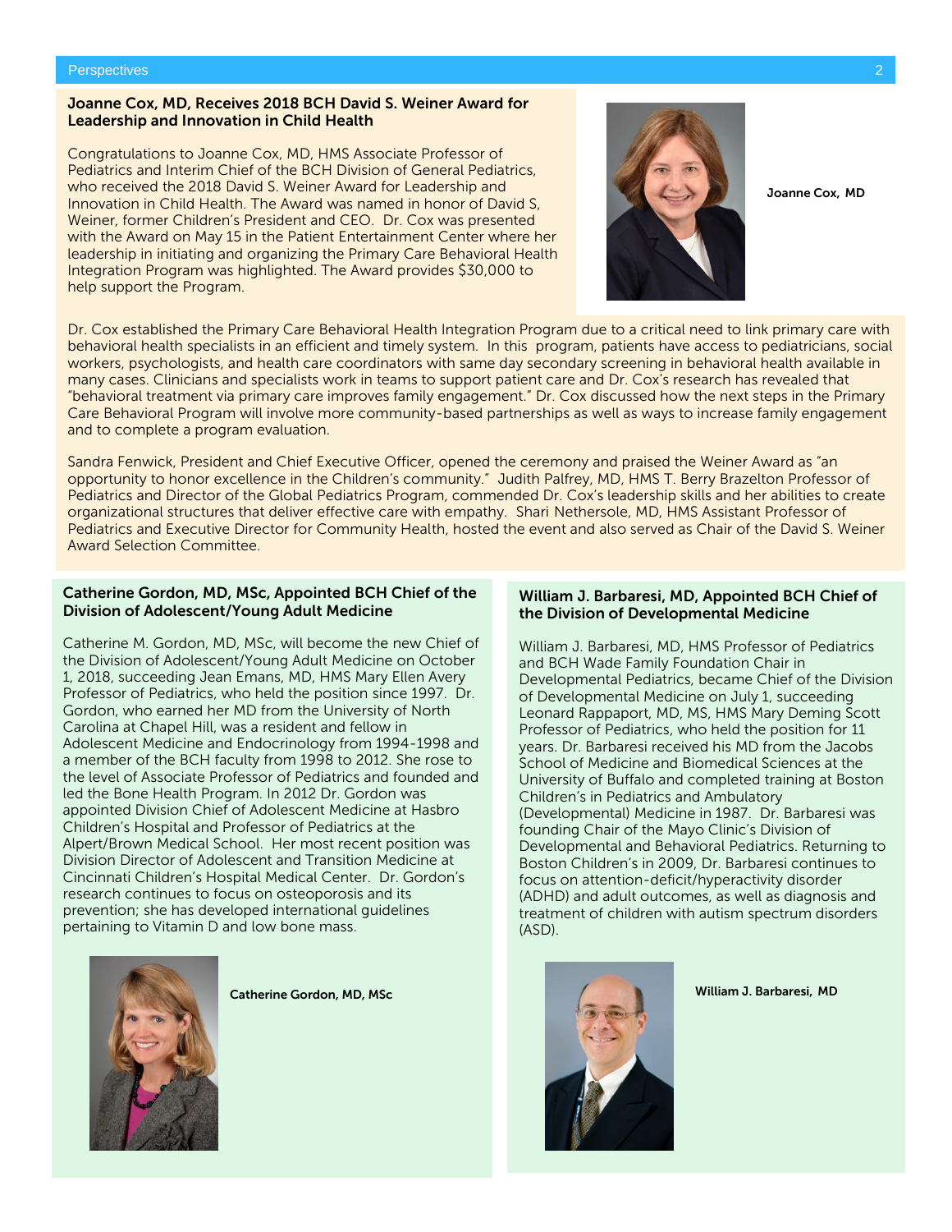## Joanne Cox, MD, Receives 2018 BCH David S. Weiner Award for Leadership and Innovation in Child Health

Congratulations to Joanne Cox, MD, HMS Associate Professor of Pediatrics and Interim Chief of the BCH Division of General Pediatrics, who received the 2018 David S. Weiner Award for Leadership and Innovation in Child Health. The Award was named in honor of David S, Weiner, former Children's President and CEO. Dr. Cox was presented with the Award on May 15 in the Patient Entertainment Center where her leadership in initiating and organizing the Primary Care Behavioral Health Integration Program was highlighted. The Award provides $30,000 to help support the Program.

**Joanne Cox, MD**

Dr. Cox established the Primary Care Behavioral Health Integration Program due to a critical need to link primary care with behavioral health specialists in an efficient and timely system. In this program, patients have access to pediatricians, social workers, psychologists, and health care coordinators with same day secondary screening in behavioral health available in many cases. Clinicians and specialists work in teams to support patient care and Dr. Cox's research has revealed that "behavioral treatment via primary care improves family engagement." Dr. Cox discussed how the next steps in the Primary Care Behavioral Program will involve more community-based partnerships as well as ways to increase family engagement and to complete a program evaluation.

Sandra Fenwick, President and Chief Executive Officer, opened the ceremony and praised the Weiner Award as "an opportunity to honor excellence in the Children's community." Judith Palfrey, MD, HMS T. Berry Brazelton Professor of Pediatrics and Director of the Global Pediatrics Program, commended Dr. Cox's leadership skills and her abilities to create organizational structures that deliver effective care with empathy. Shari Nethersole, MD, HMS Assistant Professor of Pediatrics and Executive Director for Community Health, hosted the event and also served as Chair of the David S. Weiner Award Selection Committee.

## Catherine Gordon, MD, MSc, Appointed BCH Chief of the Division of Adolescent/Young Adult Medicine

Catherine M. Gordon, MD, MSc, will become the new Chief of the Division of Adolescent/Young Adult Medicine on October 1, 2018, succeeding Jean Emans, MD, HMS Mary Ellen Avery Professor of Pediatrics, who held the position since 1997. Dr. Gordon, who earned her MD from the University of North Carolina at Chapel Hill, was a resident and fellow in Adolescent Medicine and Endocrinology from 1994-1998 and a member of the BCH faculty from 1998 to 2012. She rose to the level of Associate Professor of Pediatrics and founded and led the Bone Health Program. In 2012 Dr. Gordon was appointed Division Chief of Adolescent Medicine at Hasbro Children's Hospital and Professor of Pediatrics at the Alpert/Brown Medical School. Her most recent position was Division Director of Adolescent and Transition Medicine at Cincinnati Children's Hospital Medical Center. Dr. Gordon's research continues to focus on osteoporosis and its prevention; she has developed international guidelines pertaining to Vitamin D and low bone mass.

**Catherine Gordon, MD, MSc**

## William J. Barbaresi, MD, Appointed BCH Chief of the Division of Developmental Medicine

William J. Barbaresi, MD, HMS Professor of Pediatrics and BCH Wade Family Foundation Chair in Developmental Pediatrics, became Chief of the Division of Developmental Medicine on July 1, succeeding Leonard Rappaport, MD, MS, HMS Mary Deming Scott Professor of Pediatrics, who held the position for 11 years. Dr. Barbaresi received his MD from the Jacobs School of Medicine and Biomedical Sciences at the University of Buffalo and completed training at Boston Children's in Pediatrics and Ambulatory (Developmental) Medicine in 1987. Dr. Barbaresi was founding Chair of the Mayo Clinic's Division of Developmental and Behavioral Pediatrics. Returning to Boston Children's in 2009, Dr. Barbaresi continues to focus on attention-deficit/hyperactivity disorder (ADHD) and adult outcomes, as well as diagnosis and treatment of children with autism spectrum disorders (ASD).

**William J. Barbaresi, MD**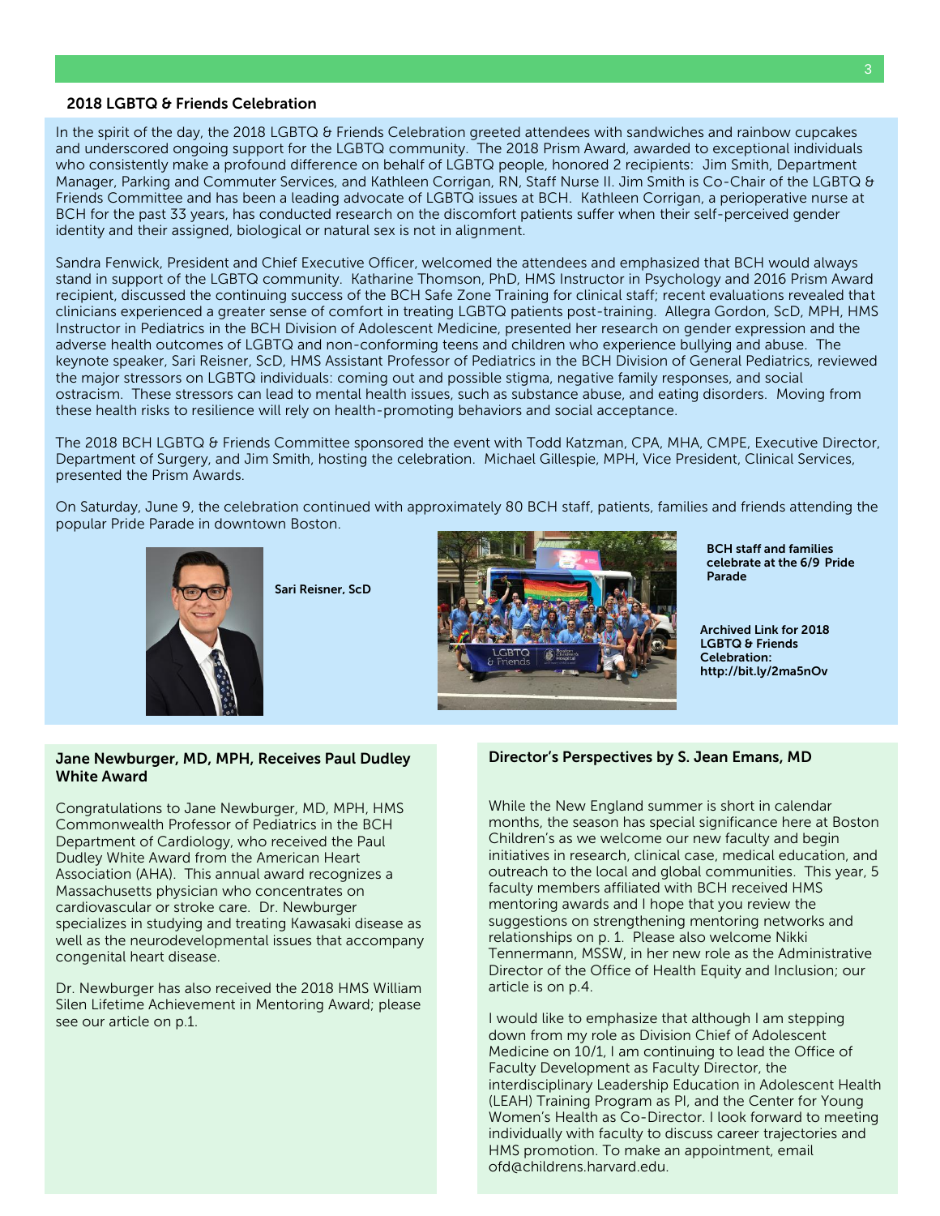## 2018 LGBTQ & Friends Celebration

In the spirit of the day, the 2018 LGBTQ & Friends Celebration greeted attendees with sandwiches and rainbow cupcakes and underscored ongoing support for the LGBTQ community. The 2018 Prism Award, awarded to exceptional individuals who consistently make a profound difference on behalf of LGBTQ people, honored 2 recipients: Jim Smith, Department Manager, Parking and Commuter Services, and Kathleen Corrigan, RN, Staff Nurse II. Jim Smith is Co-Chair of the LGBTQ & Friends Committee and has been a leading advocate of LGBTQ issues at BCH. Kathleen Corrigan, a perioperative nurse at BCH for the past 33 years, has conducted research on the discomfort patients suffer when their self-perceived gender identity and their assigned, biological or natural sex is not in alignment.

Sandra Fenwick, President and Chief Executive Officer, welcomed the attendees and emphasized that BCH would always stand in support of the LGBTQ community. Katharine Thomson, PhD, HMS Instructor in Psychology and 2016 Prism Award recipient, discussed the continuing success of the BCH Safe Zone Training for clinical staff; recent evaluations revealed that clinicians experienced a greater sense of comfort in treating LGBTQ patients post-training. Allegra Gordon, ScD, MPH, HMS Instructor in Pediatrics in the BCH Division of Adolescent Medicine, presented her research on gender expression and the adverse health outcomes of LGBTQ and non-conforming teens and children who experience bullying and abuse. The keynote speaker, Sari Reisner, ScD, HMS Assistant Professor of Pediatrics in the BCH Division of General Pediatrics, reviewed the major stressors on LGBTQ individuals: coming out and possible stigma, negative family responses, and social ostracism. These stressors can lead to mental health issues, such as substance abuse, and eating disorders. Moving from these health risks to resilience will rely on health-promoting behaviors and social acceptance.

The 2018 BCH LGBTQ & Friends Committee sponsored the event with Todd Katzman, CPA, MHA, CMPE, Executive Director, Department of Surgery, and Jim Smith, hosting the celebration. Michael Gillespie, MPH, Vice President, Clinical Services, presented the Prism Awards.

On Saturday, June 9, the celebration continued with approximately 80 BCH staff, patients, families and friends attending the popular Pride Parade in downtown Boston.

**Sari Reisner, ScD**

**BCH staff and families celebrate at the 6/9 Pride Parade**

**Archived Link for 2018 LGBTQ & Friends Celebration: http://bit.ly/2ma5nOv**

## Jane Newburger, MD, MPH, Receives Paul Dudley White Award

Congratulations to Jane Newburger, MD, MPH, HMS Commonwealth Professor of Pediatrics in the BCH Department of Cardiology, who received the Paul Dudley White Award from the American Heart Association (AHA). This annual award recognizes a Massachusetts physician who concentrates on cardiovascular or stroke care. Dr. Newburger specializes in studying and treating Kawasaki disease as well as the neurodevelopmental issues that accompany congenital heart disease.

Dr. Newburger has also received the 2018 HMS William Silen Lifetime Achievement in Mentoring Award; please see our article on p.1.

## Director's Perspectives by S. Jean Emans, MD

While the New England summer is short in calendar months, the season has special significance here at Boston Children's as we welcome our new faculty and begin initiatives in research, clinical case, medical education, and outreach to the local and global communities. This year, 5 faculty members affiliated with BCH received HMS mentoring awards and I hope that you review the suggestions on strengthening mentoring networks and relationships on p. 1. Please also welcome Nikki Tennermann, MSSW, in her new role as the Administrative Director of the Office of Health Equity and Inclusion; our article is on p.4.

I would like to emphasize that although I am stepping down from my role as Division Chief of Adolescent Medicine on 10/1, I am continuing to lead the Office of Faculty Development as Faculty Director, the interdisciplinary Leadership Education in Adolescent Health (LEAH) Training Program as PI, and the Center for Young Women's Health as Co-Director. I look forward to meeting individually with faculty to discuss career trajectories and HMS promotion. To make an appointment, email ofd@childrens.harvard.edu.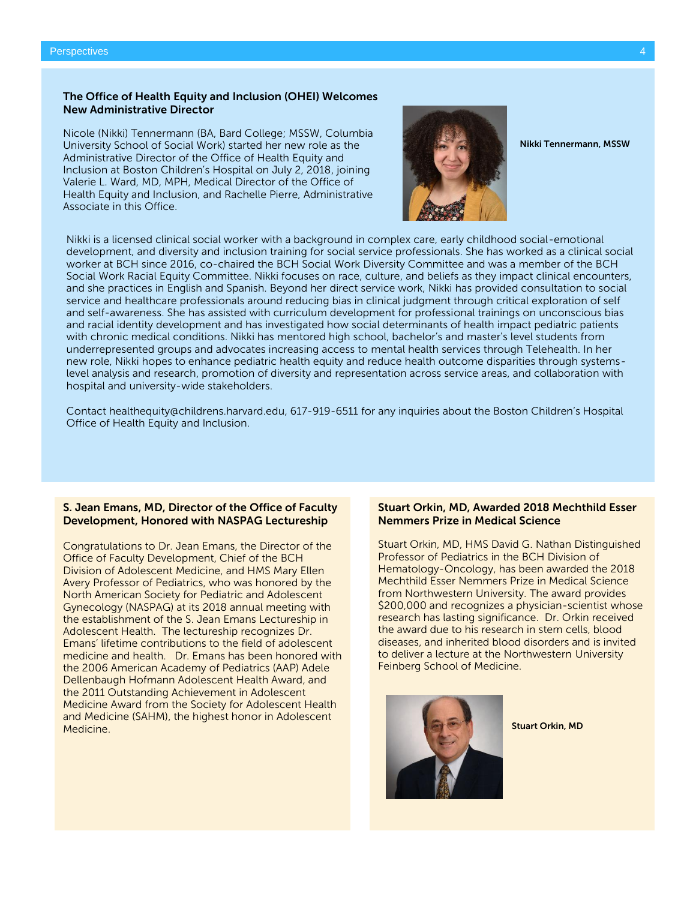## The Office of Health Equity and Inclusion (OHEI) Welcomes New Administrative Director

Nicole (Nikki) Tennermann (BA, Bard College; MSSW, Columbia University School of Social Work) started her new role as the Administrative Director of the Office of Health Equity and Inclusion at Boston Children's Hospital on July 2, 2018, joining Valerie L. Ward, MD, MPH, Medical Director of the Office of Health Equity and Inclusion, and Rachelle Pierre, Administrative Associate in this Office.

**Nikki Tennermann, MSSW**

Nikki is a licensed clinical social worker with a background in complex care, early childhood social-emotional development, and diversity and inclusion training for social service professionals. She has worked as a clinical social worker at BCH since 2016, co-chaired the BCH Social Work Diversity Committee and was a member of the BCH Social Work Racial Equity Committee. Nikki focuses on race, culture, and beliefs as they impact clinical encounters, and she practices in English and Spanish. Beyond her direct service work, Nikki has provided consultation to social service and healthcare professionals around reducing bias in clinical judgment through critical exploration of self and self-awareness. She has assisted with curriculum development for professional trainings on unconscious bias and racial identity development and has investigated how social determinants of health impact pediatric patients with chronic medical conditions. Nikki has mentored high school, bachelor's and master's level students from underrepresented groups and advocates increasing access to mental health services through Telehealth. In her new role, Nikki hopes to enhance pediatric health equity and reduce health outcome disparities through systems-level analysis and research, promotion of diversity and representation across service areas, and collaboration with hospital and university-wide stakeholders.

Contact healthequity@childrens.harvard.edu, 617-919-6511 for any inquiries about the Boston Children's Hospital Office of Health Equity and Inclusion.

## S. Jean Emans, MD, Director of the Office of Faculty Development, Honored with NASPAG Lectureship

Congratulations to Dr. Jean Emans, the Director of the Office of Faculty Development, Chief of the BCH Division of Adolescent Medicine, and HMS Mary Ellen Avery Professor of Pediatrics, who was honored by the North American Society for Pediatric and Adolescent Gynecology (NASPAG) at its 2018 annual meeting with the establishment of the S. Jean Emans Lectureship in Adolescent Health. The lectureship recognizes Dr. Emans' lifetime contributions to the field of adolescent medicine and health. Dr. Emans has been honored with the 2006 American Academy of Pediatrics (AAP) Adele Dellenbaugh Hofmann Adolescent Health Award, and the 2011 Outstanding Achievement in Adolescent Medicine Award from the Society for Adolescent Health and Medicine (SAHM), the highest honor in Adolescent Medicine.

## Stuart Orkin, MD, Awarded 2018 Mechthild Esser Nemmers Prize in Medical Science

Stuart Orkin, MD, HMS David G. Nathan Distinguished Professor of Pediatrics in the BCH Division of Hematology-Oncology, has been awarded the 2018 Mechthild Esser Nemmers Prize in Medical Science from Northwestern University. The award provides $200,000 and recognizes a physician-scientist whose research has lasting significance. Dr. Orkin received the award due to his research in stem cells, blood diseases, and inherited blood disorders and is invited to deliver a lecture at the Northwestern University Feinberg School of Medicine.

**Stuart Orkin, MD**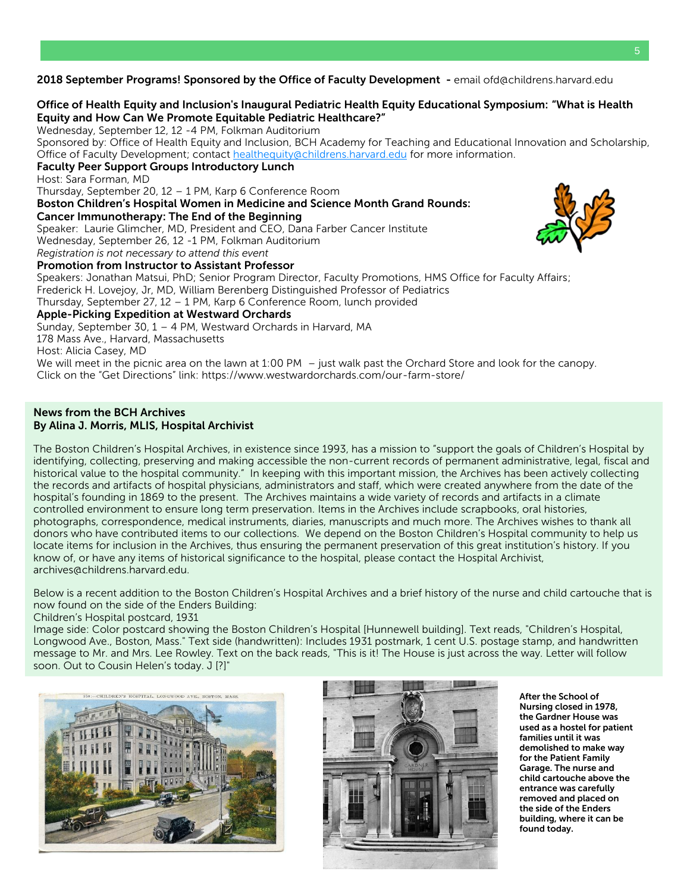**2018 September Programs! Sponsored by the Office of Faculty Development -** email ofd@childrens.harvard.edu

**Office of Health Equity and Inclusion's Inaugural Pediatric Health Equity Educational Symposium: "What is Health Equity and How Can We Promote Equitable Pediatric Healthcare?"**
Wednesday, September 12, 12 -4 PM, Folkman Auditorium
Sponsored by: Office of Health Equity and Inclusion, BCH Academy for Teaching and Educational Innovation and Scholarship, Office of Faculty Development; contact healthequity@childrens.harvard.edu for more information.

**Faculty Peer Support Groups Introductory Lunch**
Host: Sara Forman, MD
Thursday, September 20, 12 – 1 PM, Karp 6 Conference Room

**Boston Children's Hospital Women in Medicine and Science Month Grand Rounds: Cancer Immunotherapy: The End of the Beginning**
Speaker: Laurie Glimcher, MD, President and CEO, Dana Farber Cancer Institute
Wednesday, September 26, 12 -1 PM, Folkman Auditorium
*Registration is not necessary to attend this event*

**Promotion from Instructor to Assistant Professor**
Speakers: Jonathan Matsui, PhD; Senior Program Director, Faculty Promotions, HMS Office for Faculty Affairs; Frederick H. Lovejoy, Jr, MD, William Berenberg Distinguished Professor of Pediatrics
Thursday, September 27, 12 – 1 PM, Karp 6 Conference Room, lunch provided

**Apple-Picking Expedition at Westward Orchards**
Sunday, September 30, 1 – 4 PM, Westward Orchards in Harvard, MA
178 Mass Ave., Harvard, Massachusetts
Host: Alicia Casey, MD
We will meet in the picnic area on the lawn at 1:00 PM – just walk past the Orchard Store and look for the canopy.
Click on the "Get Directions" link: https://www.westwardorchards.com/our-farm-store/

## News from the BCH Archives
**By Alina J. Morris, MLIS, Hospital Archivist**

The Boston Children's Hospital Archives, in existence since 1993, has a mission to "support the goals of Children's Hospital by identifying, collecting, preserving and making accessible the non-current records of permanent administrative, legal, fiscal and historical value to the hospital community." In keeping with this important mission, the Archives has been actively collecting the records and artifacts of hospital physicians, administrators and staff, which were created anywhere from the date of the hospital's founding in 1869 to the present. The Archives maintains a wide variety of records and artifacts in a climate controlled environment to ensure long term preservation. Items in the Archives include scrapbooks, oral histories, photographs, correspondence, medical instruments, diaries, manuscripts and much more. The Archives wishes to thank all donors who have contributed items to our collections. We depend on the Boston Children's Hospital community to help us locate items for inclusion in the Archives, thus ensuring the permanent preservation of this great institution's history. If you know of, or have any items of historical significance to the hospital, please contact the Hospital Archivist, archives@childrens.harvard.edu.

Below is a recent addition to the Boston Children's Hospital Archives and a brief history of the nurse and child cartouche that is now found on the side of the Enders Building:
Children's Hospital postcard, 1931
Image side: Color postcard showing the Boston Children's Hospital [Hunnewell building]. Text reads, "Children's Hospital, Longwood Ave., Boston, Mass." Text side (handwritten): Includes 1931 postmark, 1 cent U.S. postage stamp, and handwritten message to Mr. and Mrs. Lee Rowley. Text on the back reads, "This is it! The House is just across the way. Letter will follow soon. Out to Cousin Helen's today. J [?]"

**After the School of Nursing closed in 1978, the Gardner House was used as a hostel for patient families until it was demolished to make way for the Patient Family Garage. The nurse and child cartouche above the entrance was carefully removed and placed on the side of the Enders building, where it can be found today.**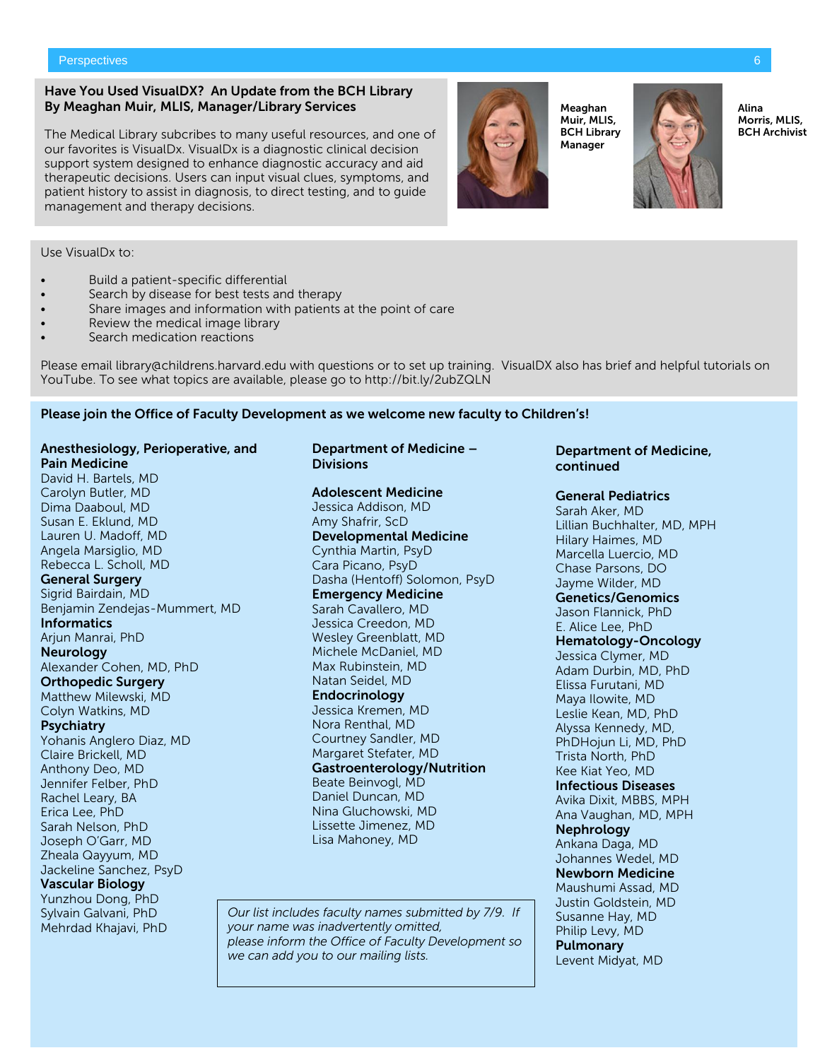## Have You Used VisualDX? An Update from the BCH Library
**By Meaghan Muir, MLIS, Manager/Library Services**

The Medical Library subcribes to many useful resources, and one of our favorites is VisualDx. VisualDx is a diagnostic clinical decision support system designed to enhance diagnostic accuracy and aid therapeutic decisions. Users can input visual clues, symptoms, and patient history to assist in diagnosis, to direct testing, and to guide management and therapy decisions.

**Meaghan Muir, MLIS, BCH Library Manager**

**Alina Morris, MLIS, BCH Archivist**

Use VisualDx to:

- Build a patient-specific differential
- Search by disease for best tests and therapy
- Share images and information with patients at the point of care
- Review the medical image library
- Search medication reactions

Please email library@childrens.harvard.edu with questions or to set up training. VisualDX also has brief and helpful tutorials on YouTube. To see what topics are available, please go to http://bit.ly/2ubZQLN

## Please join the Office of Faculty Development as we welcome new faculty to Children's!

### Anesthesiology, Perioperative, and Pain Medicine
David H. Bartels, MD
Carolyn Butler, MD
Dima Daaboul, MD
Susan E. Eklund, MD
Lauren U. Madoff, MD
Angela Marsiglio, MD
Rebecca L. Scholl, MD

**General Surgery**
Sigrid Bairdain, MD
Benjamin Zendejas-Mummert, MD

**Informatics**
Arjun Manrai, PhD

**Neurology**
Alexander Cohen, MD, PhD

**Orthopedic Surgery**
Matthew Milewski, MD
Colyn Watkins, MD

**Psychiatry**
Yohanis Anglero Diaz, MD
Claire Brickell, MD
Anthony Deo, MD
Jennifer Felber, PhD
Rachel Leary, BA
Erica Lee, PhD
Sarah Nelson, PhD
Joseph O'Garr, MD
Zheala Qayyum, MD
Jackeline Sanchez, PsyD

**Vascular Biology**
Yunzhou Dong, PhD
Sylvain Galvani, PhD
Mehrdad Khajavi, PhD

### Department of Medicine – Divisions

**Adolescent Medicine**
Jessica Addison, MD
Amy Shafrir, ScD

**Developmental Medicine**
Cynthia Martin, PsyD
Cara Picano, PsyD
Dasha (Hentoff) Solomon, PsyD

**Emergency Medicine**
Sarah Cavallero, MD
Jessica Creedon, MD
Wesley Greenblatt, MD
Michele McDaniel, MD
Max Rubinstein, MD
Natan Seidel, MD

**Endocrinology**
Jessica Kremen, MD
Nora Renthal, MD
Courtney Sandler, MD
Margaret Stefater, MD

**Gastroenterology/Nutrition**
Beate Beinvogl, MD
Daniel Duncan, MD
Nina Gluchowski, MD
Lissette Jimenez, MD
Lisa Mahoney, MD

*Our list includes faculty names submitted by 7/9. If your name was inadvertently omitted, please inform the Office of Faculty Development so we can add you to our mailing lists.*

### Department of Medicine, continued

**General Pediatrics**
Sarah Aker, MD
Lillian Buchhalter, MD, MPH
Hilary Haimes, MD
Marcella Luercio, MD
Chase Parsons, DO
Jayme Wilder, MD

**Genetics/Genomics**
Jason Flannick, PhD
E. Alice Lee, PhD

**Hematology-Oncology**
Jessica Clymer, MD
Adam Durbin, MD, PhD
Elissa Furutani, MD
Maya Ilowite, MD
Leslie Kean, MD, PhD
Alyssa Kennedy, MD,
PhDHojun Li, MD, PhD
Trista North, PhD
Kee Kiat Yeo, MD

**Infectious Diseases**
Avika Dixit, MBBS, MPH
Ana Vaughan, MD, MPH

**Nephrology**
Ankana Daga, MD
Johannes Wedel, MD

**Newborn Medicine**
Maushumi Assad, MD
Justin Goldstein, MD
Susanne Hay, MD
Philip Levy, MD

**Pulmonary**
Levent Midyat, MD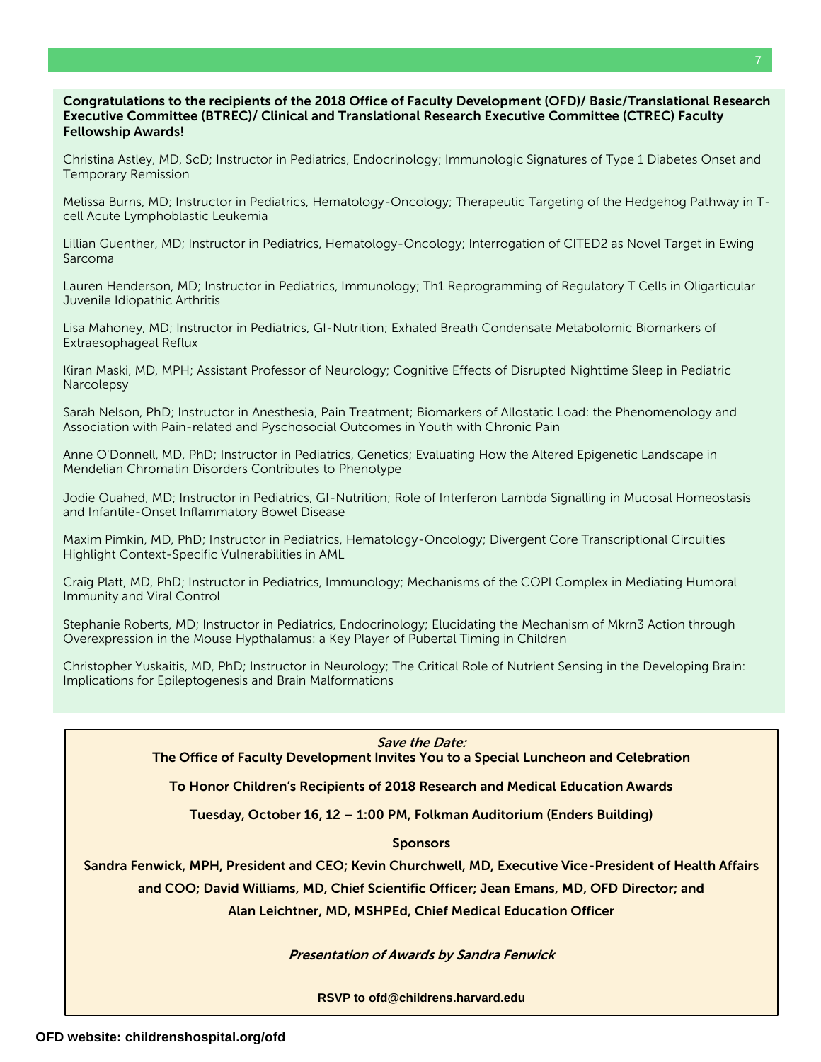**Congratulations to the recipients of the 2018 Office of Faculty Development (OFD)/ Basic/Translational Research Executive Committee (BTREC)/ Clinical and Translational Research Executive Committee (CTREC) Faculty Fellowship Awards!**

Christina Astley, MD, ScD; Instructor in Pediatrics, Endocrinology; Immunologic Signatures of Type 1 Diabetes Onset and Temporary Remission

Melissa Burns, MD; Instructor in Pediatrics, Hematology-Oncology; Therapeutic Targeting of the Hedgehog Pathway in T-cell Acute Lymphoblastic Leukemia

Lillian Guenther, MD; Instructor in Pediatrics, Hematology-Oncology; Interrogation of CITED2 as Novel Target in Ewing Sarcoma

Lauren Henderson, MD; Instructor in Pediatrics, Immunology; Th1 Reprogramming of Regulatory T Cells in Oligarticular Juvenile Idiopathic Arthritis

Lisa Mahoney, MD; Instructor in Pediatrics, GI-Nutrition; Exhaled Breath Condensate Metabolomic Biomarkers of Extraesophageal Reflux

Kiran Maski, MD, MPH; Assistant Professor of Neurology; Cognitive Effects of Disrupted Nighttime Sleep in Pediatric Narcolepsy

Sarah Nelson, PhD; Instructor in Anesthesia, Pain Treatment; Biomarkers of Allostatic Load: the Phenomenology and Association with Pain-related and Pyschosocial Outcomes in Youth with Chronic Pain

Anne O'Donnell, MD, PhD; Instructor in Pediatrics, Genetics; Evaluating How the Altered Epigenetic Landscape in Mendelian Chromatin Disorders Contributes to Phenotype

Jodie Ouahed, MD; Instructor in Pediatrics, GI-Nutrition; Role of Interferon Lambda Signalling in Mucosal Homeostasis and Infantile-Onset Inflammatory Bowel Disease

Maxim Pimkin, MD, PhD; Instructor in Pediatrics, Hematology-Oncology; Divergent Core Transcriptional Circuities Highlight Context-Specific Vulnerabilities in AML

Craig Platt, MD, PhD; Instructor in Pediatrics, Immunology; Mechanisms of the COPI Complex in Mediating Humoral Immunity and Viral Control

Stephanie Roberts, MD; Instructor in Pediatrics, Endocrinology; Elucidating the Mechanism of Mkrn3 Action through Overexpression in the Mouse Hypthalamus: a Key Player of Pubertal Timing in Children

Christopher Yuskaitis, MD, PhD; Instructor in Neurology; The Critical Role of Nutrient Sensing in the Developing Brain: Implications for Epileptogenesis and Brain Malformations

***Save the Date:***

**The Office of Faculty Development Invites You to a Special Luncheon and Celebration**

**To Honor Children's Recipients of 2018 Research and Medical Education Awards**

**Tuesday, October 16, 12 – 1:00 PM, Folkman Auditorium (Enders Building)**

**Sponsors**

**Sandra Fenwick, MPH, President and CEO; Kevin Churchwell, MD, Executive Vice-President of Health Affairs and COO; David Williams, MD, Chief Scientific Officer; Jean Emans, MD, OFD Director; and Alan Leichtner, MD, MSHPEd, Chief Medical Education Officer**

***Presentation of Awards by Sandra Fenwick***

**RSVP to ofd@childrens.harvard.edu**

**OFD website: childrenshospital.org/ofd**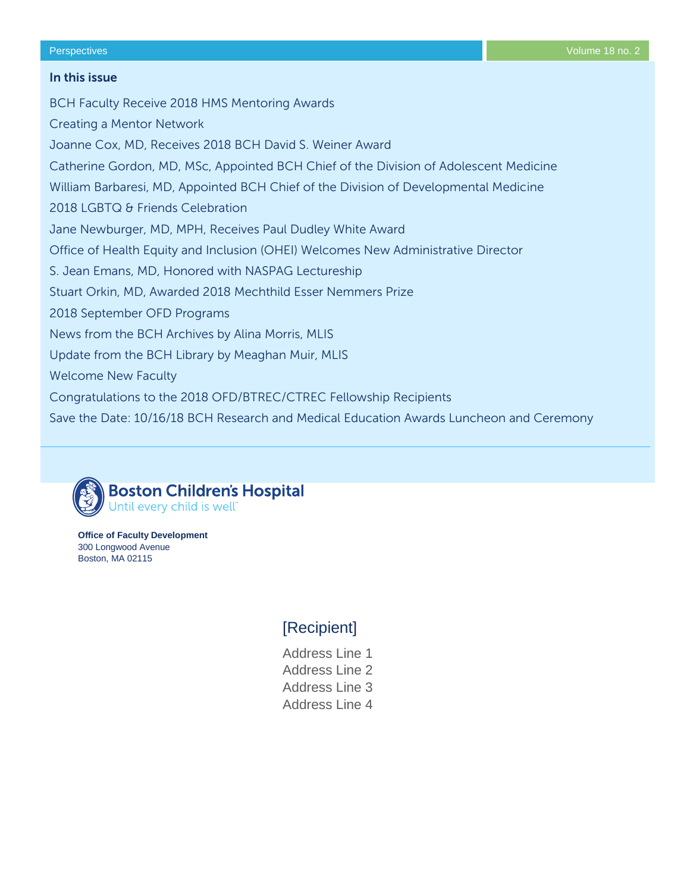## In this issue

BCH Faculty Receive 2018 HMS Mentoring Awards

Creating a Mentor Network

Joanne Cox, MD, Receives 2018 BCH David S. Weiner Award

Catherine Gordon, MD, MSc, Appointed BCH Chief of the Division of Adolescent Medicine

William Barbaresi, MD, Appointed BCH Chief of the Division of Developmental Medicine

2018 LGBTQ & Friends Celebration

Jane Newburger, MD, MPH, Receives Paul Dudley White Award

Office of Health Equity and Inclusion (OHEI) Welcomes New Administrative Director

S. Jean Emans, MD, Honored with NASPAG Lectureship

Stuart Orkin, MD, Awarded 2018 Mechthild Esser Nemmers Prize

2018 September OFD Programs

News from the BCH Archives by Alina Morris, MLIS

Update from the BCH Library by Meaghan Muir, MLIS

Welcome New Faculty

Congratulations to the 2018 OFD/BTREC/CTREC Fellowship Recipients

Save the Date: 10/16/18 BCH Research and Medical Education Awards Luncheon and Ceremony

Boston Children's Hospital
Until every child is well™

**Office of Faculty Development**
300 Longwood Avenue
Boston, MA 02115

[Recipient]

Address Line 1
Address Line 2
Address Line 3
Address Line 4